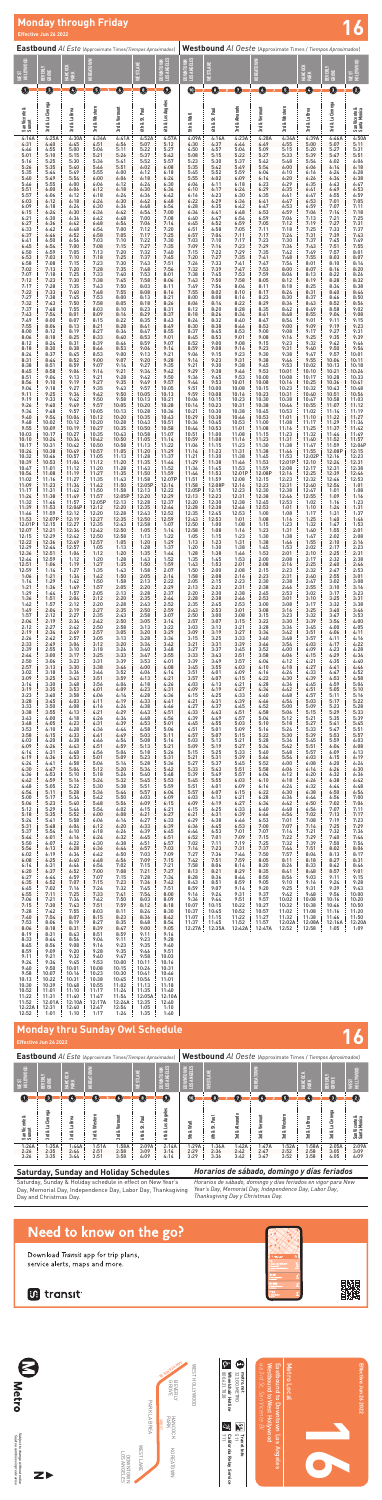# Monday through Friday

Effective Jun 26 2022

**16**

## Eastbound *Al Este (Approximate Times / Tiempos Aproximados)*

| West Hollywood | Beverly Center | Hancock Park | Koreatown | Westlake | Downtown Los Angeles |
|---|---|---|---|---|---|
| 1 San Vicente & Santa Monica | 2 3rd & La Cienega | 3 3rd & La Brea | 4 3rd & Western | 5 3rd & Vermont | 6 3rd & St. Paul | 7 5th & Los Angeles |

## Westbound *Al Oeste (Approximate Times / Tiempos Aproximados)*

| Downtown Los Angeles | Westlake | Koreatown | Hancock Park | Beverly Center | West Hollywood |
|---|---|---|---|---|---|
| 8 7th & Main | 9 6th & St. Paul | 10 3rd & Alvarado | 11 3rd & Vermont | 12 3rd & Western | 13 3rd & La Brea | 14 3rd & La Cienega | 15 San Vicente & Santa Monica |

# Monday thru Sunday Owl Schedule

Effective Jun 26 2022

**16**

## Eastbound *Al Este (Approximate Times / Tiempos Aproximados)*

| San Vicente & Santa Monica | 3rd & La Cienega | 3rd & La Brea | 3rd & Western | 3rd & Vermont | 3rd & St. Paul | 5th & Los Angeles |
|---|---|---|---|---|---|---|
| 1:26A | 1:35A | 1:44A | 1:51A | 1:58A | 2:07A | 2:15A |
| 2:26 | 2:35 | 2:44 | 2:51 | 2:58 | 3:07 | 3:14 |

## Westbound *Al Oeste (Approximate Times / Tiempos Aproximados)*

| 7th & Main | 6th & St. Paul | 3rd & Alvarado | 3rd & Vermont | 3rd & Western | 3rd & La Brea | 3rd & La Cienega | San Vicente & Santa Monica |
|---|---|---|---|---|---|---|---|
| 1:29A | 1:36A | 1:43A | 1:47A | 1:52A | 2:01A | 2:08A | 2:14A |
| 2:29 | 2:36 | 2:42 | 2:47 | 2:52 | 3:00 | 3:07 | 3:13 |

## Saturday, Sunday and Holiday Schedules

Saturday, Sunday & Holiday schedule in effect on New Year's Day, Memorial Day, Independence Day, Labor Day, Thanksgiving Day and Christmas Day.

## *Horarios de sábado, domingo y días feriados*

*Horarios de sábado, domingo y días feriados en vigor para New Year's Day, Memorial Day, Independence Day, Labor Day, Thanksgiving Day y Christmas Day.*

# Need to know on the go?

Download Transit app for trip plans, service alerts, maps and more.

transit

Metro

Metro Local

16

Downtown LA – West Hollywood via 3rd St

Effective Jun 26 2022